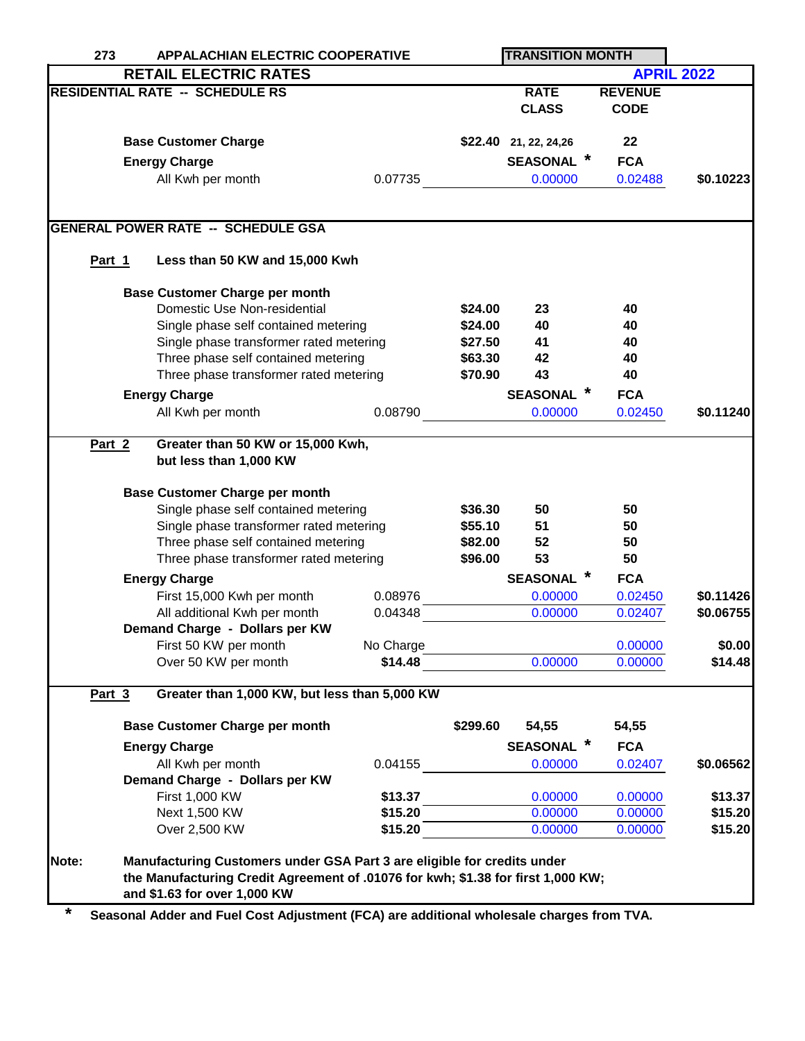273 APPALACHIAN ELECTRIC COOPERATIVE — TRANSITION MONTH

## RETAIL ELECTRIC RATES — APRIL 2022

### RESIDENTIAL RATE -- SCHEDULE RS

| | | | RATE CLASS | REVENUE CODE | |
|---|---|---|---|---|---|
| **Base Customer Charge** | | $22.40 | 21, 22, 24,26 | 22 | |
| **Energy Charge** | | | SEASONAL * | FCA | |
| All Kwh per month | 0.07735 | | 0.00000 | 0.02488 | $0.10223 |

### GENERAL POWER RATE -- SCHEDULE GSA

**Part 1** Less than 50 KW and 15,000 Kwh

| | | | | | |
|---|---|---|---|---|---|
| **Base Customer Charge per month** | | | | | |
| Domestic Use Non-residential | | $24.00 | 23 | 40 | |
| Single phase self contained metering | | $24.00 | 40 | 40 | |
| Single phase transformer rated metering | | $27.50 | 41 | 40 | |
| Three phase self contained metering | | $63.30 | 42 | 40 | |
| Three phase transformer rated metering | | $70.90 | 43 | 40 | |
| **Energy Charge** | | | SEASONAL * | FCA | |
| All Kwh per month | 0.08790 | | 0.00000 | 0.02450 | $0.11240 |

**Part 2** Greater than 50 KW or 15,000 Kwh, but less than 1,000 KW

| | | | | | |
|---|---|---|---|---|---|
| **Base Customer Charge per month** | | | | | |
| Single phase self contained metering | | $36.30 | 50 | 50 | |
| Single phase transformer rated metering | | $55.10 | 51 | 50 | |
| Three phase self contained metering | | $82.00 | 52 | 50 | |
| Three phase transformer rated metering | | $96.00 | 53 | 50 | |
| **Energy Charge** | | | SEASONAL * | FCA | |
| First 15,000 Kwh per month | 0.08976 | | 0.00000 | 0.02450 | $0.11426 |
| All additional Kwh per month | 0.04348 | | 0.00000 | 0.02407 | $0.06755 |
| **Demand Charge - Dollars per KW** | | | | | |
| First 50 KW per month | No Charge | | | 0.00000 | $0.00 |
| Over 50 KW per month | $14.48 | | 0.00000 | 0.00000 | $14.48 |

**Part 3** Greater than 1,000 KW, but less than 5,000 KW

| | | | | | |
|---|---|---|---|---|---|
| **Base Customer Charge per month** | | $299.60 | 54,55 | 54,55 | |
| **Energy Charge** | | | SEASONAL * | FCA | |
| All Kwh per month | 0.04155 | | 0.00000 | 0.02407 | $0.06562 |
| **Demand Charge - Dollars per KW** | | | | | |
| First 1,000 KW | $13.37 | | 0.00000 | 0.00000 | $13.37 |
| Next 1,500 KW | $15.20 | | 0.00000 | 0.00000 | $15.20 |
| Over 2,500 KW | $15.20 | | 0.00000 | 0.00000 | $15.20 |

**Note:** **Manufacturing Customers under GSA Part 3 are eligible for credits under the Manufacturing Credit Agreement of .01076 for kwh; $1.38 for first 1,000 KW; and $1.63 for over 1,000 KW**

\* **Seasonal Adder and Fuel Cost Adjustment (FCA) are additional wholesale charges from TVA.**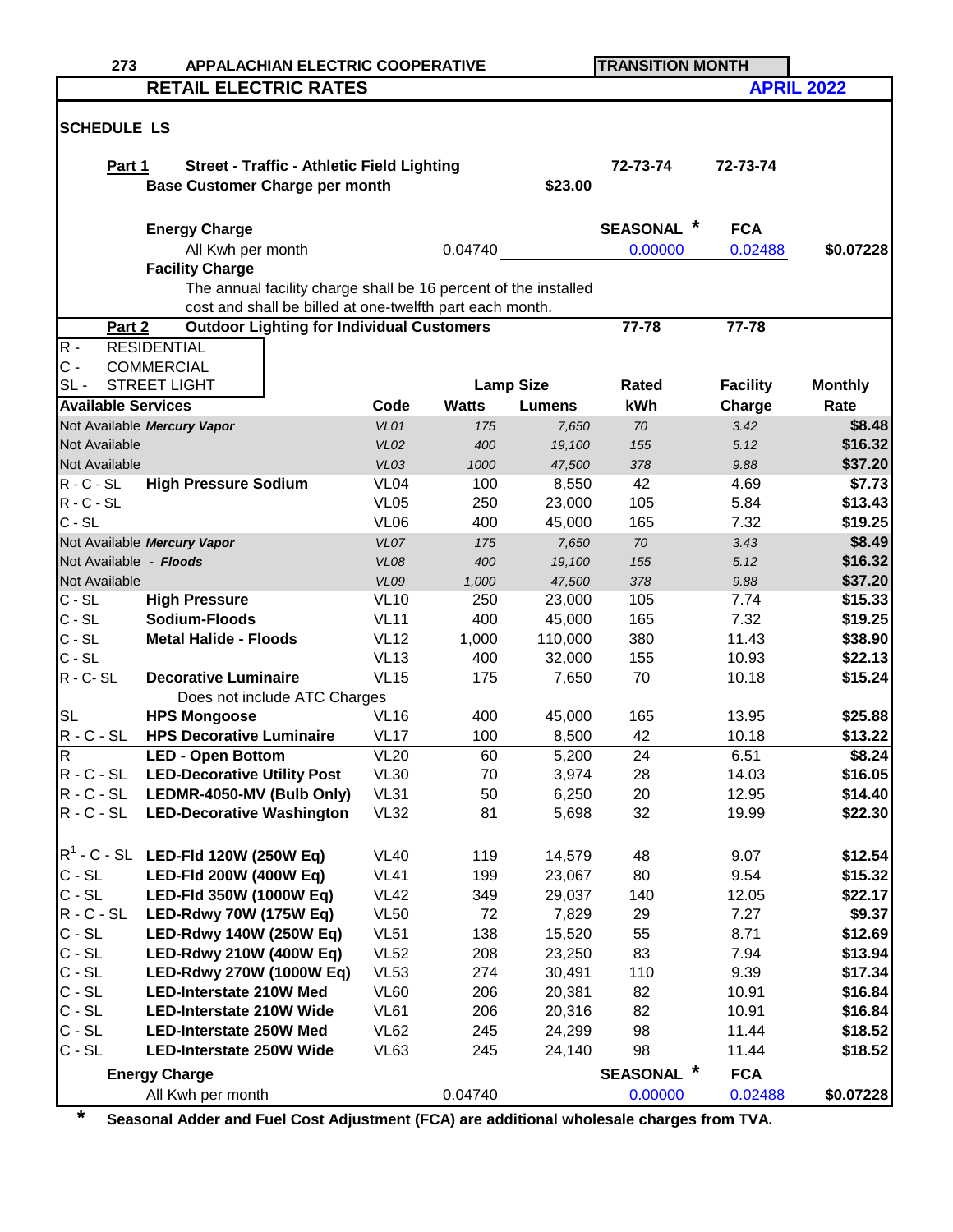**273 APPALACHIAN ELECTRIC COOPERATIVE** | **TRANSITION MONTH**

# RETAIL ELECTRIC RATES

**APRIL 2022**

## SCHEDULE LS

**Part 1** **Street - Traffic - Athletic Field Lighting** — **72-73-74** **72-73-74**

**Base Customer Charge per month** **$23.00**

| **Energy Charge** | | **SEASONAL *** | **FCA** | |
|---|---|---|---|---|
| All Kwh per month | 0.04740 | 0.00000 | 0.02488 | $0.07228 |

**Facility Charge**

The annual facility charge shall be 16 percent of the installed cost and shall be billed at one-twelfth part each month.

**Part 2** **Outdoor Lighting for Individual Customers** — **77-78** **77-78**

R - RESIDENTIAL
C - COMMERCIAL
SL - STREET LIGHT

| **Available Services** | | **Code** | **Lamp Size Watts** | **Lamp Size Lumens** | **Rated kWh** | **Facility Charge** | **Monthly Rate** |
|---|---|---|---|---|---|---|---|
| Not Available | *Mercury Vapor* | *VL01* | *175* | *7,650* | *70* | *3.42* | **$8.48** |
| Not Available | | *VL02* | *400* | *19,100* | *155* | *5.12* | **$16.32** |
| Not Available | | *VL03* | *1000* | *47,500* | *378* | *9.88* | **$37.20** |
| R - C - SL | **High Pressure Sodium** | VL04 | 100 | 8,550 | 42 | 4.69 | **$7.73** |
| R - C - SL | | VL05 | 250 | 23,000 | 105 | 5.84 | **$13.43** |
| C - SL | | VL06 | 400 | 45,000 | 165 | 7.32 | **$19.25** |
| Not Available | *Mercury Vapor* | *VL07* | *175* | *7,650* | *70* | *3.43* | **$8.49** |
| Not Available | *- Floods* | *VL08* | *400* | *19,100* | *155* | *5.12* | **$16.32** |
| Not Available | | *VL09* | *1,000* | *47,500* | *378* | *9.88* | **$37.20** |
| C - SL | **High Pressure** | VL10 | 250 | 23,000 | 105 | 7.74 | **$15.33** |
| C - SL | **Sodium-Floods** | VL11 | 400 | 45,000 | 165 | 7.32 | **$19.25** |
| C - SL | **Metal Halide - Floods** | VL12 | 1,000 | 110,000 | 380 | 11.43 | **$38.90** |
| C - SL | | VL13 | 400 | 32,000 | 155 | 10.93 | **$22.13** |
| R - C- SL | **Decorative Luminaire** (Does not include ATC Charges) | VL15 | 175 | 7,650 | 70 | 10.18 | **$15.24** |
| SL | **HPS Mongoose** | VL16 | 400 | 45,000 | 165 | 13.95 | **$25.88** |
| R - C - SL | **HPS Decorative Luminaire** | VL17 | 100 | 8,500 | 42 | 10.18 | **$13.22** |
| R | **LED - Open Bottom** | VL20 | 60 | 5,200 | 24 | 6.51 | **$8.24** |
| R - C - SL | **LED-Decorative Utility Post** | VL30 | 70 | 3,974 | 28 | 14.03 | **$16.05** |
| R - C - SL | **LEDMR-4050-MV (Bulb Only)** | VL31 | 50 | 6,250 | 20 | 12.95 | **$14.40** |
| R - C - SL | **LED-Decorative Washington** | VL32 | 81 | 5,698 | 32 | 19.99 | **$22.30** |
| R[1] - C - SL | **LED-Fld 120W (250W Eq)** | VL40 | 119 | 14,579 | 48 | 9.07 | **$12.54** |
| C - SL | **LED-Fld 200W (400W Eq)** | VL41 | 199 | 23,067 | 80 | 9.54 | **$15.32** |
| C - SL | **LED-Fld 350W (1000W Eq)** | VL42 | 349 | 29,037 | 140 | 12.05 | **$22.17** |
| R - C - SL | **LED-Rdwy 70W (175W Eq)** | VL50 | 72 | 7,829 | 29 | 7.27 | **$9.37** |
| C - SL | **LED-Rdwy 140W (250W Eq)** | VL51 | 138 | 15,520 | 55 | 8.71 | **$12.69** |
| C - SL | **LED-Rdwy 210W (400W Eq)** | VL52 | 208 | 23,250 | 83 | 7.94 | **$13.94** |
| C - SL | **LED-Rdwy 270W (1000W Eq)** | VL53 | 274 | 30,491 | 110 | 9.39 | **$17.34** |
| C - SL | **LED-Interstate 210W Med** | VL60 | 206 | 20,381 | 82 | 10.91 | **$16.84** |
| C - SL | **LED-Interstate 210W Wide** | VL61 | 206 | 20,316 | 82 | 10.91 | **$16.84** |
| C - SL | **LED-Interstate 250W Med** | VL62 | 245 | 24,299 | 98 | 11.44 | **$18.52** |
| C - SL | **LED-Interstate 250W Wide** | VL63 | 245 | 24,140 | 98 | 11.44 | **$18.52** |

| **Energy Charge** | | **SEASONAL *** | **FCA** | |
|---|---|---|---|---|
| All Kwh per month | 0.04740 | 0.00000 | 0.02488 | $0.07228 |

\* **Seasonal Adder and Fuel Cost Adjustment (FCA) are additional wholesale charges from TVA.**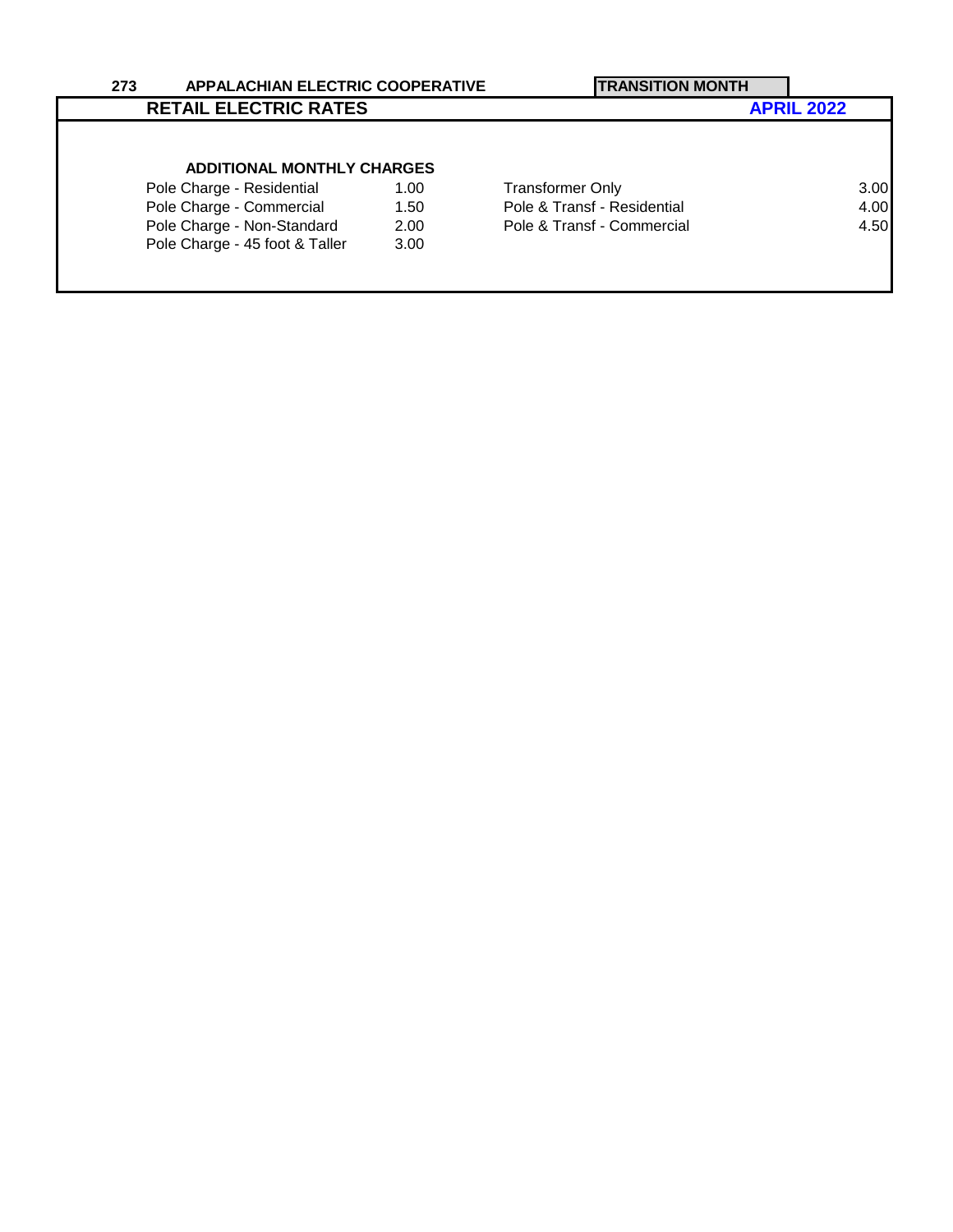**273 APPALACHIAN ELECTRIC COOPERATIVE** **TRANSITION MONTH**

## RETAIL ELECTRIC RATES

**APRIL 2022**

### ADDITIONAL MONTHLY CHARGES

| | | | |
|---|---|---|---|
| Pole Charge - Residential | 1.00 | Transformer Only | 3.00 |
| Pole Charge - Commercial | 1.50 | Pole & Transf - Residential | 4.00 |
| Pole Charge - Non-Standard | 2.00 | Pole & Transf - Commercial | 4.50 |
| Pole Charge - 45 foot & Taller | 3.00 | | |